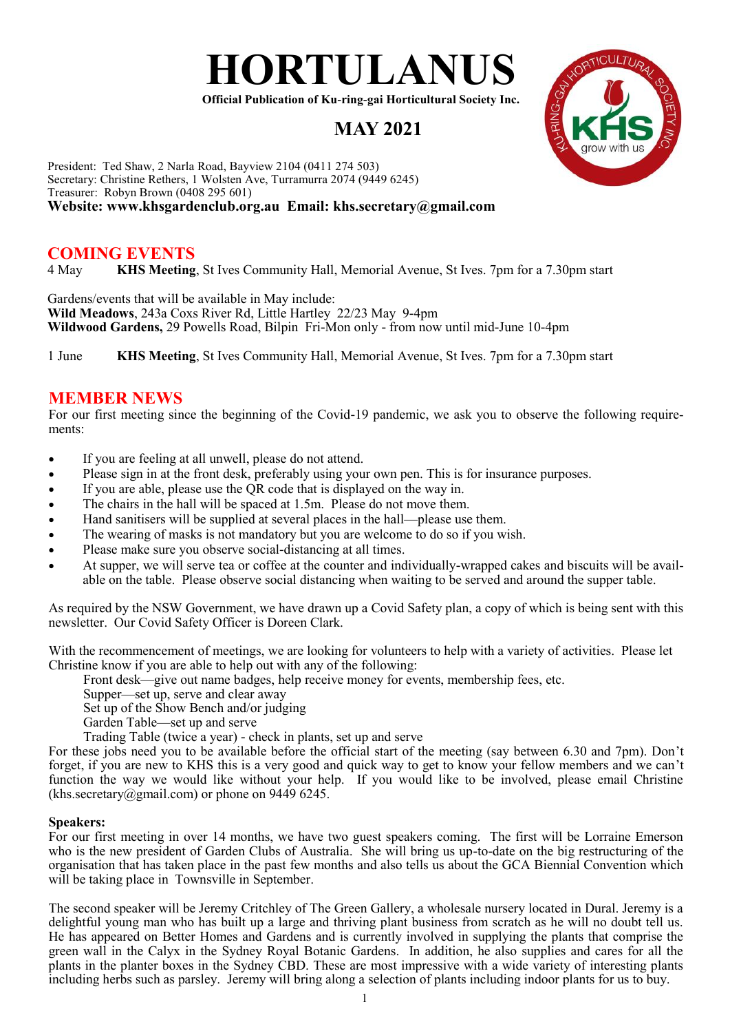# HORTULANUS

**Official Publication of Ku-ring-gai Horticultural Society Inc.**

## MAY 2021

President: Ted Shaw, 2 Narla Road, Bayview 2104 (0411 274 503)
Secretary: Christine Rethers, 1 Wolsten Ave, Turramurra 2074 (9449 6245)
Treasurer: Robyn Brown (0408 295 601)
**Website: www.khsgardenclub.org.au Email: khs.secretary@gmail.com**

## COMING EVENTS

4 May **KHS Meeting**, St Ives Community Hall, Memorial Avenue, St Ives. 7pm for a 7.30pm start

Gardens/events that will be available in May include:
**Wild Meadows**, 243a Coxs River Rd, Little Hartley 22/23 May 9-4pm
**Wildwood Gardens,** 29 Powells Road, Bilpin Fri-Mon only - from now until mid-June 10-4pm

1 June **KHS Meeting**, St Ives Community Hall, Memorial Avenue, St Ives. 7pm for a 7.30pm start

## MEMBER NEWS

For our first meeting since the beginning of the Covid-19 pandemic, we ask you to observe the following requirements:

- If you are feeling at all unwell, please do not attend.
- Please sign in at the front desk, preferably using your own pen. This is for insurance purposes.
- If you are able, please use the QR code that is displayed on the way in.
- The chairs in the hall will be spaced at 1.5m. Please do not move them.
- Hand sanitisers will be supplied at several places in the hall—please use them.
- The wearing of masks is not mandatory but you are welcome to do so if you wish.
- Please make sure you observe social-distancing at all times.
- At supper, we will serve tea or coffee at the counter and individually-wrapped cakes and biscuits will be available on the table. Please observe social distancing when waiting to be served and around the supper table.

As required by the NSW Government, we have drawn up a Covid Safety plan, a copy of which is being sent with this newsletter. Our Covid Safety Officer is Doreen Clark.

With the recommencement of meetings, we are looking for volunteers to help with a variety of activities. Please let Christine know if you are able to help out with any of the following:

Front desk—give out name badges, help receive money for events, membership fees, etc.
Supper—set up, serve and clear away
Set up of the Show Bench and/or judging
Garden Table—set up and serve
Trading Table (twice a year) - check in plants, set up and serve

For these jobs need you to be available before the official start of the meeting (say between 6.30 and 7pm). Don't forget, if you are new to KHS this is a very good and quick way to get to know your fellow members and we can't function the way we would like without your help. If you would like to be involved, please email Christine (khs.secretary@gmail.com) or phone on 9449 6245.

**Speakers:**

For our first meeting in over 14 months, we have two guest speakers coming. The first will be Lorraine Emerson who is the new president of Garden Clubs of Australia. She will bring us up-to-date on the big restructuring of the organisation that has taken place in the past few months and also tells us about the GCA Biennial Convention which will be taking place in Townsville in September.

The second speaker will be Jeremy Critchley of The Green Gallery, a wholesale nursery located in Dural. Jeremy is a delightful young man who has built up a large and thriving plant business from scratch as he will no doubt tell us. He has appeared on Better Homes and Gardens and is currently involved in supplying the plants that comprise the green wall in the Calyx in the Sydney Royal Botanic Gardens. In addition, he also supplies and cares for all the plants in the planter boxes in the Sydney CBD. These are most impressive with a wide variety of interesting plants including herbs such as parsley. Jeremy will bring along a selection of plants including indoor plants for us to buy.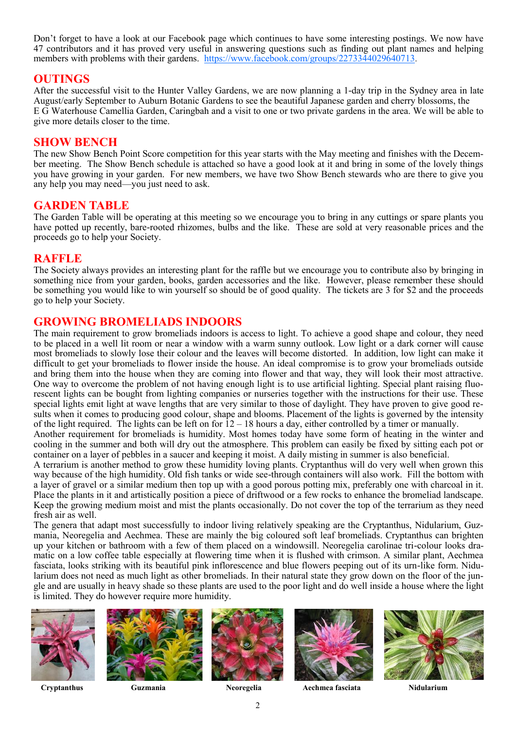Don't forget to have a look at our Facebook page which continues to have some interesting postings. We now have 47 contributors and it has proved very useful in answering questions such as finding out plant names and helping members with problems with their gardens. https://www.facebook.com/groups/2273344029640713.

## OUTINGS

After the successful visit to the Hunter Valley Gardens, we are now planning a 1-day trip in the Sydney area in late August/early September to Auburn Botanic Gardens to see the beautiful Japanese garden and cherry blossoms, the E G Waterhouse Camellia Garden, Caringbah and a visit to one or two private gardens in the area. We will be able to give more details closer to the time.

## SHOW BENCH

The new Show Bench Point Score competition for this year starts with the May meeting and finishes with the December meeting. The Show Bench schedule is attached so have a good look at it and bring in some of the lovely things you have growing in your garden. For new members, we have two Show Bench stewards who are there to give you any help you may need—you just need to ask.

## GARDEN TABLE

The Garden Table will be operating at this meeting so we encourage you to bring in any cuttings or spare plants you have potted up recently, bare-rooted rhizomes, bulbs and the like. These are sold at very reasonable prices and the proceeds go to help your Society.

## RAFFLE

The Society always provides an interesting plant for the raffle but we encourage you to contribute also by bringing in something nice from your garden, books, garden accessories and the like. However, please remember these should be something you would like to win yourself so should be of good quality. The tickets are 3 for $2 and the proceeds go to help your Society.

## GROWING BROMELIADS INDOORS

The main requirement to grow bromeliads indoors is access to light. To achieve a good shape and colour, they need to be placed in a well lit room or near a window with a warm sunny outlook. Low light or a dark corner will cause most bromeliads to slowly lose their colour and the leaves will become distorted. In addition, low light can make it difficult to get your bromeliads to flower inside the house. An ideal compromise is to grow your bromeliads outside and bring them into the house when they are coming into flower and that way, they will look their most attractive. One way to overcome the problem of not having enough light is to use artificial lighting. Special plant raising fluorescent lights can be bought from lighting companies or nurseries together with the instructions for their use. These special lights emit light at wave lengths that are very similar to those of daylight. They have proven to give good results when it comes to producing good colour, shape and blooms. Placement of the lights is governed by the intensity of the light required. The lights can be left on for 12 – 18 hours a day, either controlled by a timer or manually.

Another requirement for bromeliads is humidity. Most homes today have some form of heating in the winter and cooling in the summer and both will dry out the atmosphere. This problem can easily be fixed by sitting each pot or container on a layer of pebbles in a saucer and keeping it moist. A daily misting in summer is also beneficial.

A terrarium is another method to grow these humidity loving plants. Cryptanthus will do very well when grown this way because of the high humidity. Old fish tanks or wide see-through containers will also work. Fill the bottom with a layer of gravel or a similar medium then top up with a good porous potting mix, preferably one with charcoal in it. Place the plants in it and artistically position a piece of driftwood or a few rocks to enhance the bromeliad landscape. Keep the growing medium moist and mist the plants occasionally. Do not cover the top of the terrarium as they need fresh air as well.

The genera that adapt most successfully to indoor living relatively speaking are the Cryptanthus, Nidularium, Guzmania, Neoregelia and Aechmea. These are mainly the big coloured soft leaf bromeliads. Cryptanthus can brighten up your kitchen or bathroom with a few of them placed on a windowsill. Neoregelia carolinae tri-colour looks dramatic on a low coffee table especially at flowering time when it is flushed with crimson. A similar plant, Aechmea fasciata, looks striking with its beautiful pink inflorescence and blue flowers peeping out of its urn-like form. Nidularium does not need as much light as other bromeliads. In their natural state they grow down on the floor of the jungle and are usually in heavy shade so these plants are used to the poor light and do well inside a house where the light is limited. They do however require more humidity.

**Cryptanthus** **Guzmania** **Neoregelia** **Aechmea fasciata** **Nidularium**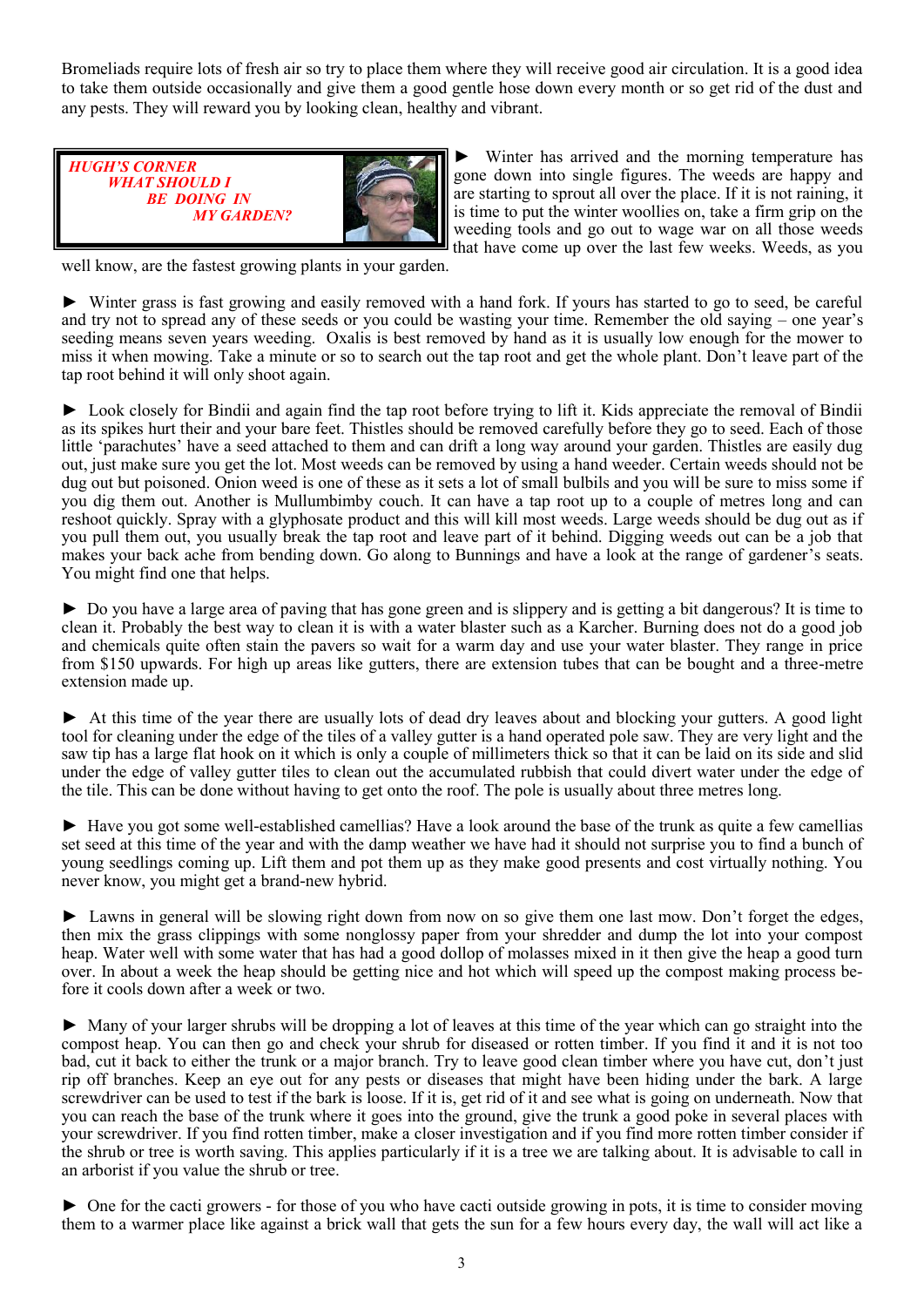Bromeliads require lots of fresh air so try to place them where they will receive good air circulation. It is a good idea to take them outside occasionally and give them a good gentle hose down every month or so get rid of the dust and any pests. They will reward you by looking clean, healthy and vibrant.

***HUGH'S CORNER***
***WHAT SHOULD I BE DOING IN MY GARDEN?***

► Winter has arrived and the morning temperature has gone down into single figures. The weeds are happy and are starting to sprout all over the place. If it is not raining, it is time to put the winter woollies on, take a firm grip on the weeding tools and go out to wage war on all those weeds that have come up over the last few weeks. Weeds, as you well know, are the fastest growing plants in your garden.

► Winter grass is fast growing and easily removed with a hand fork. If yours has started to go to seed, be careful and try not to spread any of these seeds or you could be wasting your time. Remember the old saying – one year's seeding means seven years weeding. Oxalis is best removed by hand as it is usually low enough for the mower to miss it when mowing. Take a minute or so to search out the tap root and get the whole plant. Don't leave part of the tap root behind it will only shoot again.

► Look closely for Bindii and again find the tap root before trying to lift it. Kids appreciate the removal of Bindii as its spikes hurt their and your bare feet. Thistles should be removed carefully before they go to seed. Each of those little 'parachutes' have a seed attached to them and can drift a long way around your garden. Thistles are easily dug out, just make sure you get the lot. Most weeds can be removed by using a hand weeder. Certain weeds should not be dug out but poisoned. Onion weed is one of these as it sets a lot of small bulbils and you will be sure to miss some if you dig them out. Another is Mullumbimby couch. It can have a tap root up to a couple of metres long and can reshoot quickly. Spray with a glyphosate product and this will kill most weeds. Large weeds should be dug out as if you pull them out, you usually break the tap root and leave part of it behind. Digging weeds out can be a job that makes your back ache from bending down. Go along to Bunnings and have a look at the range of gardener's seats. You might find one that helps.

► Do you have a large area of paving that has gone green and is slippery and is getting a bit dangerous? It is time to clean it. Probably the best way to clean it is with a water blaster such as a Karcher. Burning does not do a good job and chemicals quite often stain the pavers so wait for a warm day and use your water blaster. They range in price from $150 upwards. For high up areas like gutters, there are extension tubes that can be bought and a three-metre extension made up.

► At this time of the year there are usually lots of dead dry leaves about and blocking your gutters. A good light tool for cleaning under the edge of the tiles of a valley gutter is a hand operated pole saw. They are very light and the saw tip has a large flat hook on it which is only a couple of millimeters thick so that it can be laid on its side and slid under the edge of valley gutter tiles to clean out the accumulated rubbish that could divert water under the edge of the tile. This can be done without having to get onto the roof. The pole is usually about three metres long.

► Have you got some well-established camellias? Have a look around the base of the trunk as quite a few camellias set seed at this time of the year and with the damp weather we have had it should not surprise you to find a bunch of young seedlings coming up. Lift them and pot them up as they make good presents and cost virtually nothing. You never know, you might get a brand-new hybrid.

► Lawns in general will be slowing right down from now on so give them one last mow. Don't forget the edges, then mix the grass clippings with some nonglossy paper from your shredder and dump the lot into your compost heap. Water well with some water that has had a good dollop of molasses mixed in it then give the heap a good turn over. In about a week the heap should be getting nice and hot which will speed up the compost making process before it cools down after a week or two.

► Many of your larger shrubs will be dropping a lot of leaves at this time of the year which can go straight into the compost heap. You can then go and check your shrub for diseased or rotten timber. If you find it and it is not too bad, cut it back to either the trunk or a major branch. Try to leave good clean timber where you have cut, don't just rip off branches. Keep an eye out for any pests or diseases that might have been hiding under the bark. A large screwdriver can be used to test if the bark is loose. If it is, get rid of it and see what is going on underneath. Now that you can reach the base of the trunk where it goes into the ground, give the trunk a good poke in several places with your screwdriver. If you find rotten timber, make a closer investigation and if you find more rotten timber consider if the shrub or tree is worth saving. This applies particularly if it is a tree we are talking about. It is advisable to call in an arborist if you value the shrub or tree.

► One for the cacti growers - for those of you who have cacti outside growing in pots, it is time to consider moving them to a warmer place like against a brick wall that gets the sun for a few hours every day, the wall will act like a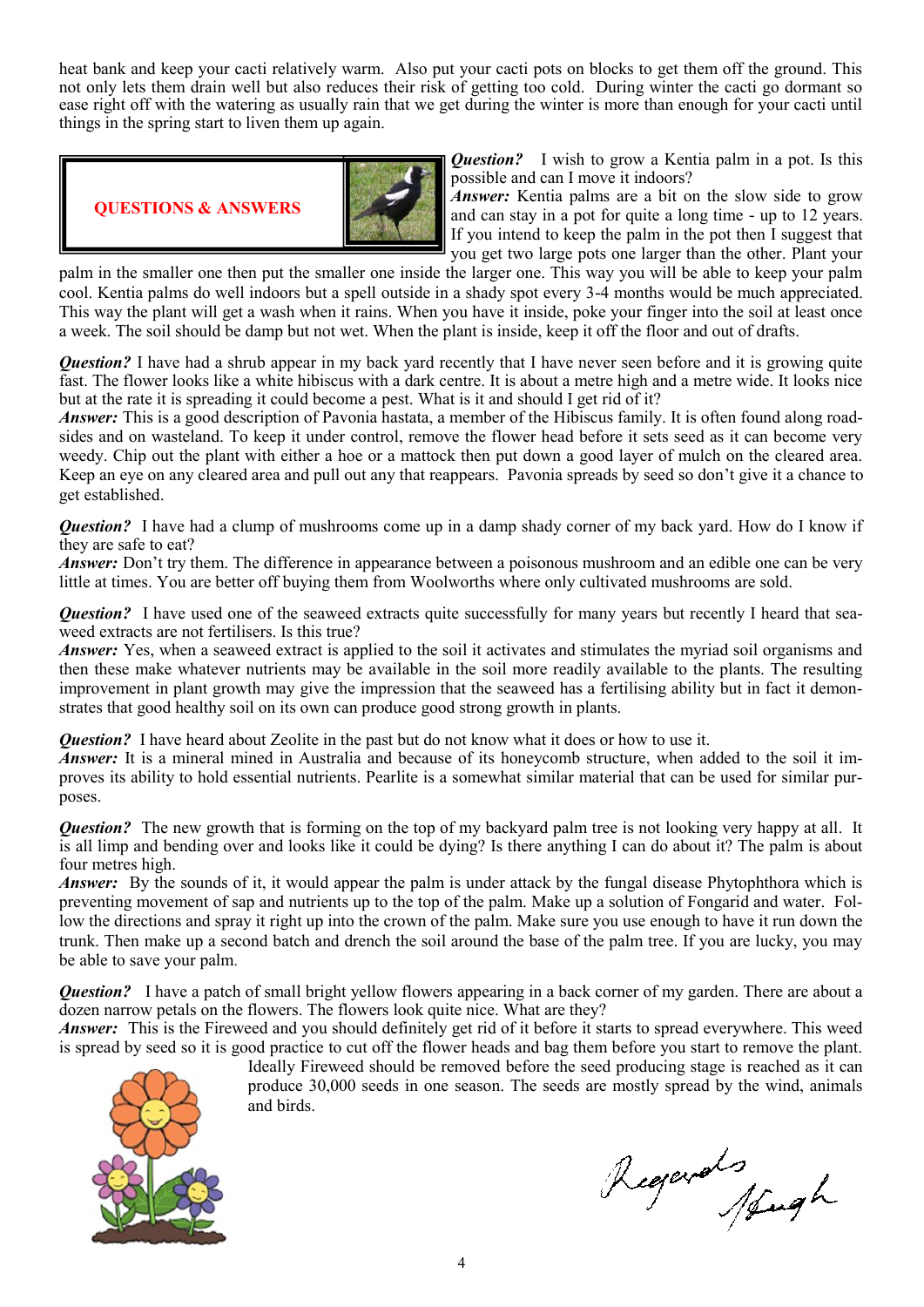heat bank and keep your cacti relatively warm. Also put your cacti pots on blocks to get them off the ground. This not only lets them drain well but also reduces their risk of getting too cold. During winter the cacti go dormant so ease right off with the watering as usually rain that we get during the winter is more than enough for your cacti until things in the spring start to liven them up again.

## QUESTIONS & ANSWERS

***Question?*** I wish to grow a Kentia palm in a pot. Is this possible and can I move it indoors?
***Answer:*** Kentia palms are a bit on the slow side to grow and can stay in a pot for quite a long time - up to 12 years. If you intend to keep the palm in the pot then I suggest that you get two large pots one larger than the other. Plant your palm in the smaller one then put the smaller one inside the larger one. This way you will be able to keep your palm cool. Kentia palms do well indoors but a spell outside in a shady spot every 3-4 months would be much appreciated. This way the plant will get a wash when it rains. When you have it inside, poke your finger into the soil at least once a week. The soil should be damp but not wet. When the plant is inside, keep it off the floor and out of drafts.

***Question?*** I have had a shrub appear in my back yard recently that I have never seen before and it is growing quite fast. The flower looks like a white hibiscus with a dark centre. It is about a metre high and a metre wide. It looks nice but at the rate it is spreading it could become a pest. What is it and should I get rid of it?
***Answer:*** This is a good description of Pavonia hastata, a member of the Hibiscus family. It is often found along roadsides and on wasteland. To keep it under control, remove the flower head before it sets seed as it can become very weedy. Chip out the plant with either a hoe or a mattock then put down a good layer of mulch on the cleared area. Keep an eye on any cleared area and pull out any that reappears. Pavonia spreads by seed so don't give it a chance to get established.

***Question?*** I have had a clump of mushrooms come up in a damp shady corner of my back yard. How do I know if they are safe to eat?
***Answer:*** Don't try them. The difference in appearance between a poisonous mushroom and an edible one can be very little at times. You are better off buying them from Woolworths where only cultivated mushrooms are sold.

***Question?*** I have used one of the seaweed extracts quite successfully for many years but recently I heard that seaweed extracts are not fertilisers. Is this true?
***Answer:*** Yes, when a seaweed extract is applied to the soil it activates and stimulates the myriad soil organisms and then these make whatever nutrients may be available in the soil more readily available to the plants. The resulting improvement in plant growth may give the impression that the seaweed has a fertilising ability but in fact it demonstrates that good healthy soil on its own can produce good strong growth in plants.

***Question?*** I have heard about Zeolite in the past but do not know what it does or how to use it.
***Answer:*** It is a mineral mined in Australia and because of its honeycomb structure, when added to the soil it improves its ability to hold essential nutrients. Pearlite is a somewhat similar material that can be used for similar purposes.

***Question?*** The new growth that is forming on the top of my backyard palm tree is not looking very happy at all. It is all limp and bending over and looks like it could be dying? Is there anything I can do about it? The palm is about four metres high.
***Answer:*** By the sounds of it, it would appear the palm is under attack by the fungal disease Phytophthora which is preventing movement of sap and nutrients up to the top of the palm. Make up a solution of Fongarid and water. Follow the directions and spray it right up into the crown of the palm. Make sure you use enough to have it run down the trunk. Then make up a second batch and drench the soil around the base of the palm tree. If you are lucky, you may be able to save your palm.

***Question?*** I have a patch of small bright yellow flowers appearing in a back corner of my garden. There are about a dozen narrow petals on the flowers. The flowers look quite nice. What are they?
***Answer:*** This is the Fireweed and you should definitely get rid of it before it starts to spread everywhere. This weed is spread by seed so it is good practice to cut off the flower heads and bag them before you start to remove the plant. Ideally Fireweed should be removed before the seed producing stage is reached as it can produce 30,000 seeds in one season. The seeds are mostly spread by the wind, animals and birds.

Regards Hugh